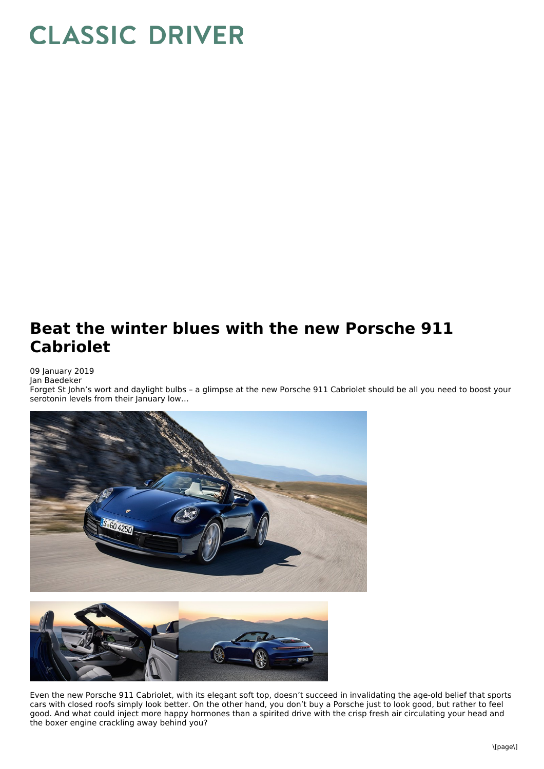# CLASSIC DRIVER

## Beat the winter blues with the new Porsche 911 Cabriolet

09 January 2019
Jan Baedeker
Forget St John's wort and daylight bulbs – a glimpse at the new Porsche 911 Cabriolet should be all you need to boost your serotonin levels from their January low…

Even the new Porsche 911 Cabriolet, with its elegant soft top, doesn't succeed in invalidating the age-old belief that sports cars with closed roofs simply look better. On the other hand, you don't buy a Porsche just to look good, but rather to feel good. And what could inject more happy hormones than a spirited drive with the crisp fresh air circulating your head and the boxer engine crackling away behind you?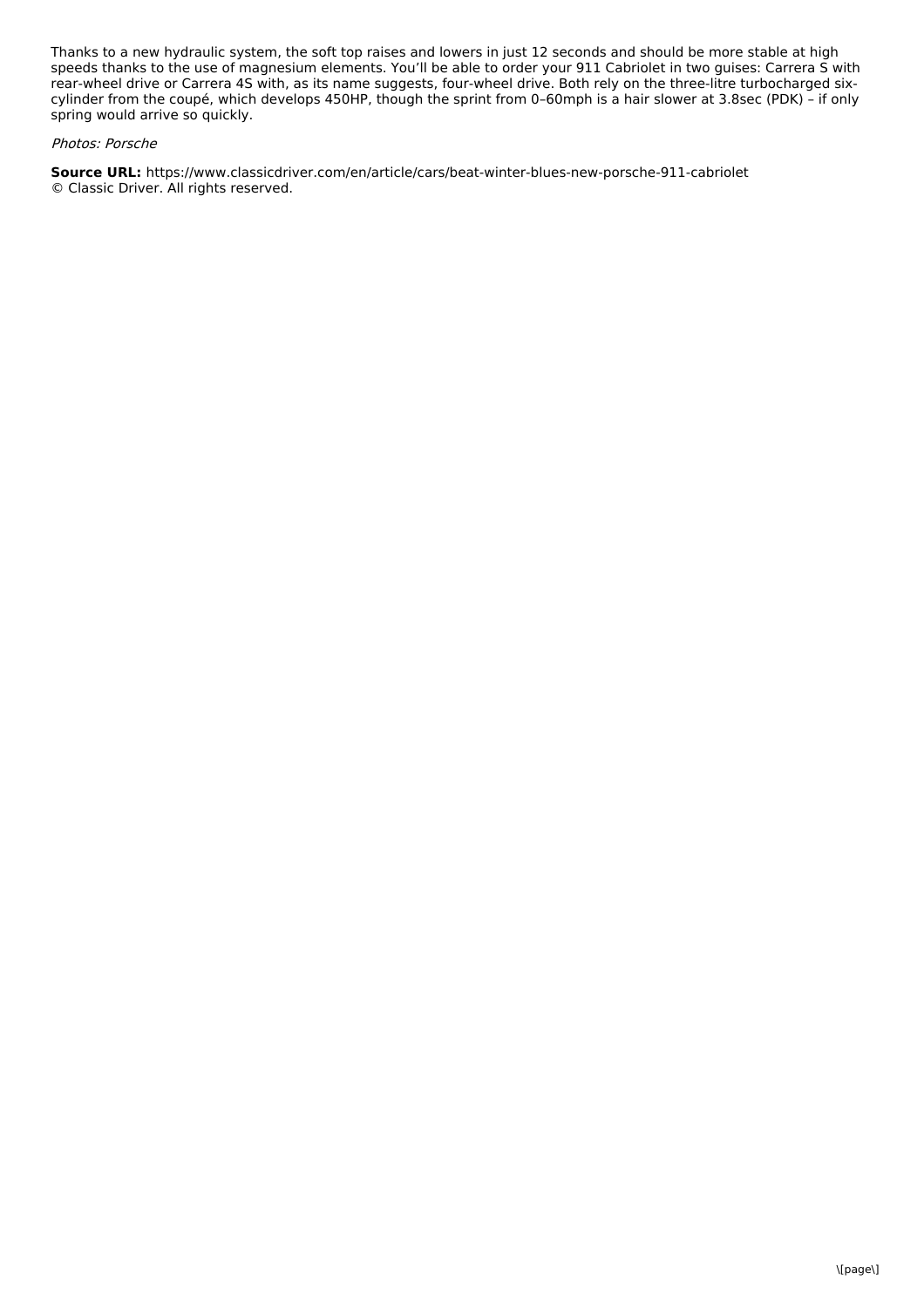Thanks to a new hydraulic system, the soft top raises and lowers in just 12 seconds and should be more stable at high speeds thanks to the use of magnesium elements. You'll be able to order your 911 Cabriolet in two guises: Carrera S with rear-wheel drive or Carrera 4S with, as its name suggests, four-wheel drive. Both rely on the three-litre turbocharged six-cylinder from the coupé, which develops 450HP, though the sprint from 0–60mph is a hair slower at 3.8sec (PDK) – if only spring would arrive so quickly.

*Photos: Porsche*

**Source URL:** https://www.classicdriver.com/en/article/cars/beat-winter-blues-new-porsche-911-cabriolet
© Classic Driver. All rights reserved.